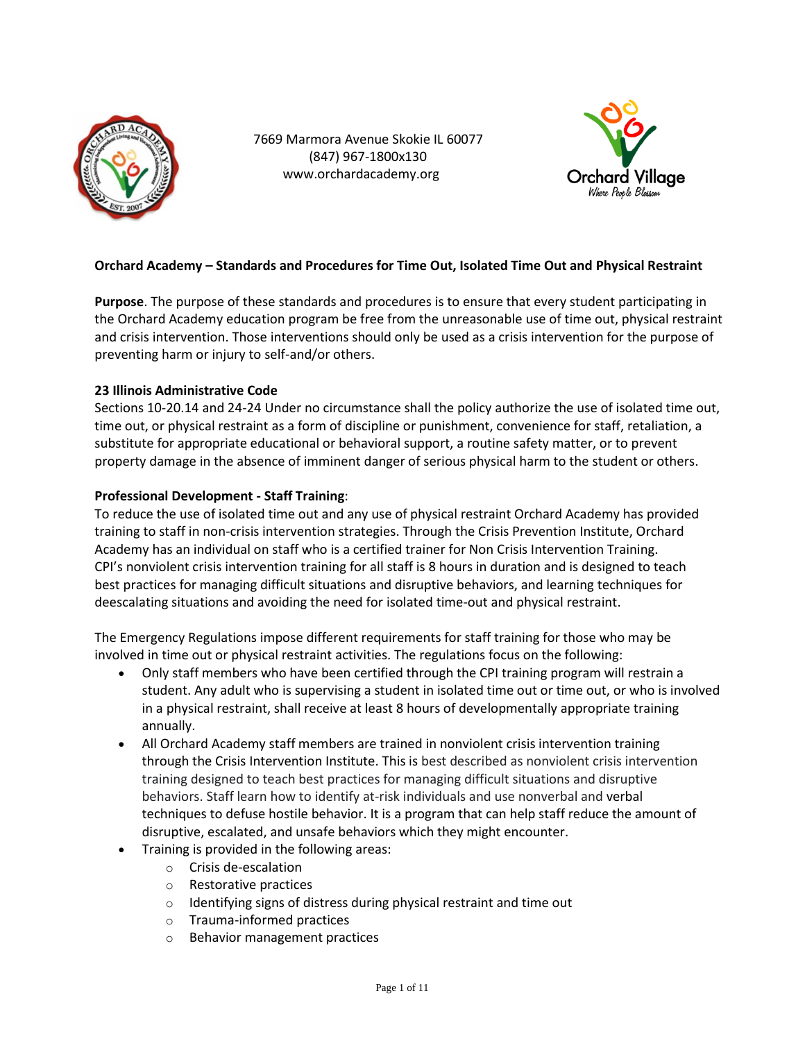7669 Marmora Avenue Skokie IL 60077
(847) 967-1800x130
www.orchardacademy.org

**Orchard Academy – Standards and Procedures for Time Out, Isolated Time Out and Physical Restraint**

**Purpose**. The purpose of these standards and procedures is to ensure that every student participating in the Orchard Academy education program be free from the unreasonable use of time out, physical restraint and crisis intervention. Those interventions should only be used as a crisis intervention for the purpose of preventing harm or injury to self-and/or others.

**23 Illinois Administrative Code**

Sections 10-20.14 and 24-24 Under no circumstance shall the policy authorize the use of isolated time out, time out, or physical restraint as a form of discipline or punishment, convenience for staff, retaliation, a substitute for appropriate educational or behavioral support, a routine safety matter, or to prevent property damage in the absence of imminent danger of serious physical harm to the student or others.

**Professional Development - Staff Training**:

To reduce the use of isolated time out and any use of physical restraint Orchard Academy has provided training to staff in non-crisis intervention strategies. Through the Crisis Prevention Institute, Orchard Academy has an individual on staff who is a certified trainer for Non Crisis Intervention Training. CPI's nonviolent crisis intervention training for all staff is 8 hours in duration and is designed to teach best practices for managing difficult situations and disruptive behaviors, and learning techniques for deescalating situations and avoiding the need for isolated time-out and physical restraint.

The Emergency Regulations impose different requirements for staff training for those who may be involved in time out or physical restraint activities. The regulations focus on the following:

- Only staff members who have been certified through the CPI training program will restrain a student. Any adult who is supervising a student in isolated time out or time out, or who is involved in a physical restraint, shall receive at least 8 hours of developmentally appropriate training annually.
- All Orchard Academy staff members are trained in nonviolent crisis intervention training through the Crisis Intervention Institute. This is best described as nonviolent crisis intervention training designed to teach best practices for managing difficult situations and disruptive behaviors. Staff learn how to identify at-risk individuals and use nonverbal and verbal techniques to defuse hostile behavior. It is a program that can help staff reduce the amount of disruptive, escalated, and unsafe behaviors which they might encounter.
- Training is provided in the following areas:
  - Crisis de-escalation
  - Restorative practices
  - Identifying signs of distress during physical restraint and time out
  - Trauma-informed practices
  - Behavior management practices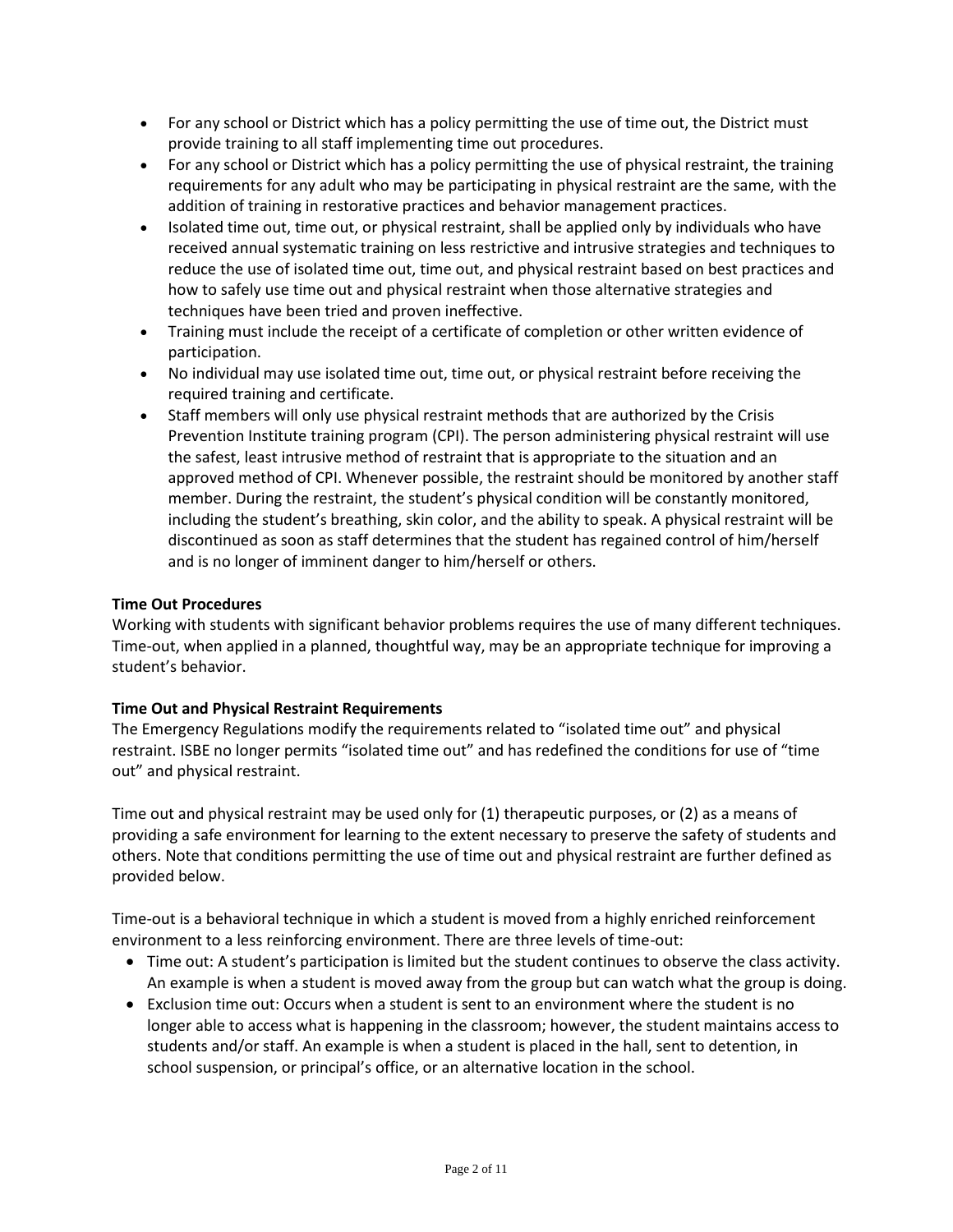- For any school or District which has a policy permitting the use of time out, the District must provide training to all staff implementing time out procedures.
- For any school or District which has a policy permitting the use of physical restraint, the training requirements for any adult who may be participating in physical restraint are the same, with the addition of training in restorative practices and behavior management practices.
- Isolated time out, time out, or physical restraint, shall be applied only by individuals who have received annual systematic training on less restrictive and intrusive strategies and techniques to reduce the use of isolated time out, time out, and physical restraint based on best practices and how to safely use time out and physical restraint when those alternative strategies and techniques have been tried and proven ineffective.
- Training must include the receipt of a certificate of completion or other written evidence of participation.
- No individual may use isolated time out, time out, or physical restraint before receiving the required training and certificate.
- Staff members will only use physical restraint methods that are authorized by the Crisis Prevention Institute training program (CPI). The person administering physical restraint will use the safest, least intrusive method of restraint that is appropriate to the situation and an approved method of CPI. Whenever possible, the restraint should be monitored by another staff member. During the restraint, the student's physical condition will be constantly monitored, including the student's breathing, skin color, and the ability to speak. A physical restraint will be discontinued as soon as staff determines that the student has regained control of him/herself and is no longer of imminent danger to him/herself or others.

**Time Out Procedures**

Working with students with significant behavior problems requires the use of many different techniques. Time-out, when applied in a planned, thoughtful way, may be an appropriate technique for improving a student's behavior.

**Time Out and Physical Restraint Requirements**

The Emergency Regulations modify the requirements related to "isolated time out" and physical restraint. ISBE no longer permits "isolated time out" and has redefined the conditions for use of "time out" and physical restraint.

Time out and physical restraint may be used only for (1) therapeutic purposes, or (2) as a means of providing a safe environment for learning to the extent necessary to preserve the safety of students and others. Note that conditions permitting the use of time out and physical restraint are further defined as provided below.

Time-out is a behavioral technique in which a student is moved from a highly enriched reinforcement environment to a less reinforcing environment. There are three levels of time-out:

- Time out: A student's participation is limited but the student continues to observe the class activity. An example is when a student is moved away from the group but can watch what the group is doing.
- Exclusion time out: Occurs when a student is sent to an environment where the student is no longer able to access what is happening in the classroom; however, the student maintains access to students and/or staff. An example is when a student is placed in the hall, sent to detention, in school suspension, or principal's office, or an alternative location in the school.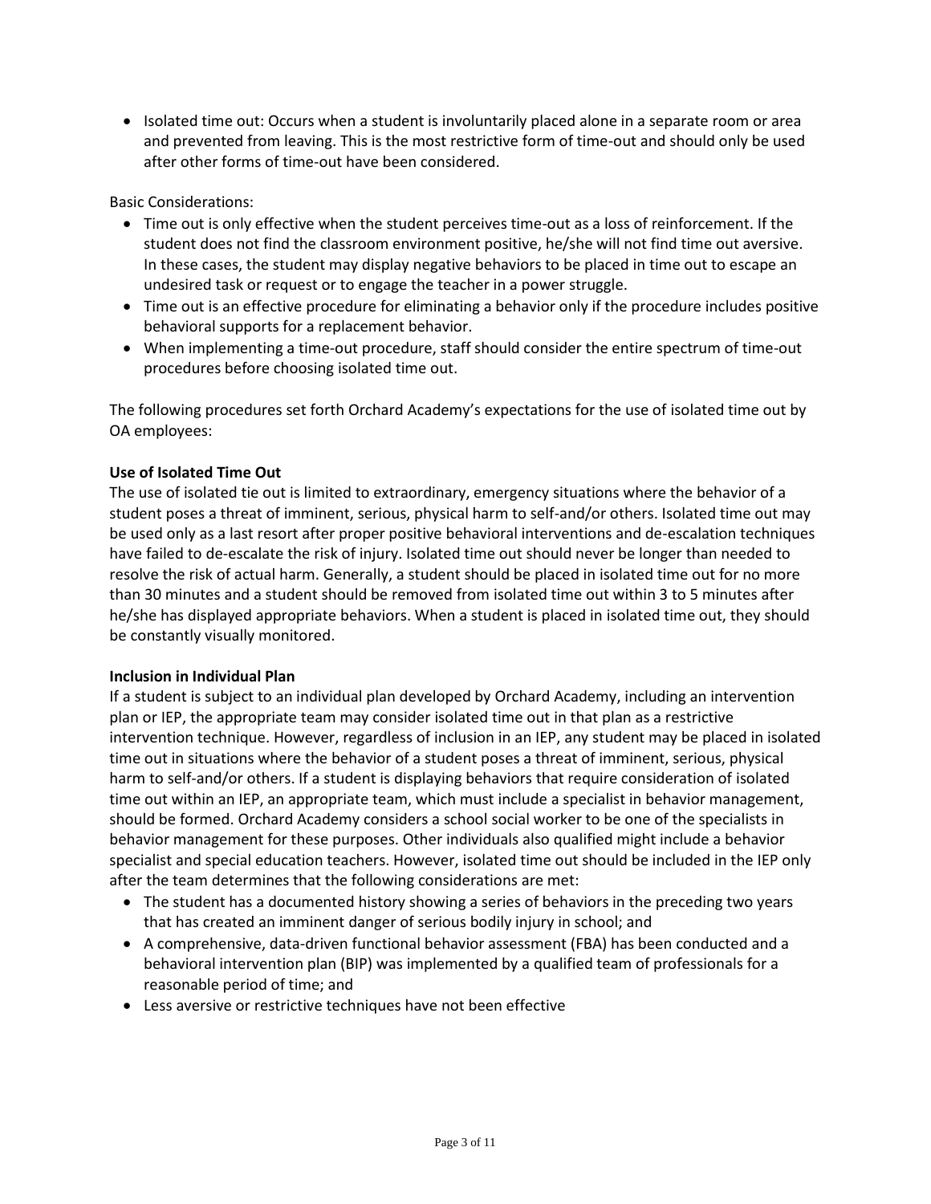- Isolated time out: Occurs when a student is involuntarily placed alone in a separate room or area and prevented from leaving. This is the most restrictive form of time-out and should only be used after other forms of time-out have been considered.

Basic Considerations:

- Time out is only effective when the student perceives time-out as a loss of reinforcement. If the student does not find the classroom environment positive, he/she will not find time out aversive. In these cases, the student may display negative behaviors to be placed in time out to escape an undesired task or request or to engage the teacher in a power struggle.
- Time out is an effective procedure for eliminating a behavior only if the procedure includes positive behavioral supports for a replacement behavior.
- When implementing a time-out procedure, staff should consider the entire spectrum of time-out procedures before choosing isolated time out.

The following procedures set forth Orchard Academy's expectations for the use of isolated time out by OA employees:

**Use of Isolated Time Out**

The use of isolated tie out is limited to extraordinary, emergency situations where the behavior of a student poses a threat of imminent, serious, physical harm to self-and/or others. Isolated time out may be used only as a last resort after proper positive behavioral interventions and de-escalation techniques have failed to de-escalate the risk of injury. Isolated time out should never be longer than needed to resolve the risk of actual harm. Generally, a student should be placed in isolated time out for no more than 30 minutes and a student should be removed from isolated time out within 3 to 5 minutes after he/she has displayed appropriate behaviors. When a student is placed in isolated time out, they should be constantly visually monitored.

**Inclusion in Individual Plan**

If a student is subject to an individual plan developed by Orchard Academy, including an intervention plan or IEP, the appropriate team may consider isolated time out in that plan as a restrictive intervention technique. However, regardless of inclusion in an IEP, any student may be placed in isolated time out in situations where the behavior of a student poses a threat of imminent, serious, physical harm to self-and/or others. If a student is displaying behaviors that require consideration of isolated time out within an IEP, an appropriate team, which must include a specialist in behavior management, should be formed. Orchard Academy considers a school social worker to be one of the specialists in behavior management for these purposes. Other individuals also qualified might include a behavior specialist and special education teachers. However, isolated time out should be included in the IEP only after the team determines that the following considerations are met:

- The student has a documented history showing a series of behaviors in the preceding two years that has created an imminent danger of serious bodily injury in school; and
- A comprehensive, data-driven functional behavior assessment (FBA) has been conducted and a behavioral intervention plan (BIP) was implemented by a qualified team of professionals for a reasonable period of time; and
- Less aversive or restrictive techniques have not been effective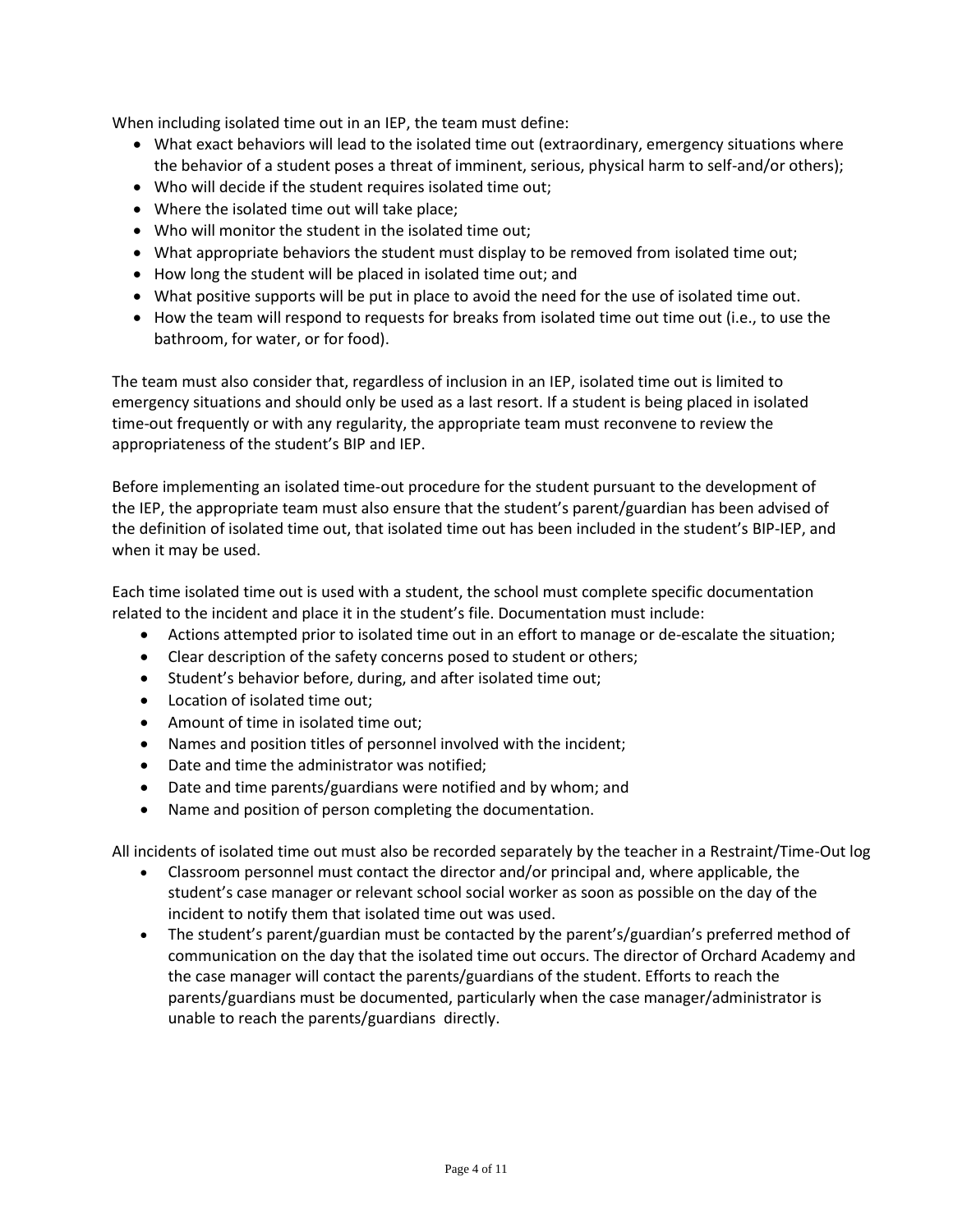When including isolated time out in an IEP, the team must define:

- What exact behaviors will lead to the isolated time out (extraordinary, emergency situations where the behavior of a student poses a threat of imminent, serious, physical harm to self-and/or others);
- Who will decide if the student requires isolated time out;
- Where the isolated time out will take place;
- Who will monitor the student in the isolated time out;
- What appropriate behaviors the student must display to be removed from isolated time out;
- How long the student will be placed in isolated time out; and
- What positive supports will be put in place to avoid the need for the use of isolated time out.
- How the team will respond to requests for breaks from isolated time out time out (i.e., to use the bathroom, for water, or for food).

The team must also consider that, regardless of inclusion in an IEP, isolated time out is limited to emergency situations and should only be used as a last resort. If a student is being placed in isolated time-out frequently or with any regularity, the appropriate team must reconvene to review the appropriateness of the student's BIP and IEP.

Before implementing an isolated time-out procedure for the student pursuant to the development of the IEP, the appropriate team must also ensure that the student's parent/guardian has been advised of the definition of isolated time out, that isolated time out has been included in the student's BIP-IEP, and when it may be used.

Each time isolated time out is used with a student, the school must complete specific documentation related to the incident and place it in the student's file. Documentation must include:

- Actions attempted prior to isolated time out in an effort to manage or de-escalate the situation;
- Clear description of the safety concerns posed to student or others;
- Student's behavior before, during, and after isolated time out;
- Location of isolated time out;
- Amount of time in isolated time out;
- Names and position titles of personnel involved with the incident;
- Date and time the administrator was notified;
- Date and time parents/guardians were notified and by whom; and
- Name and position of person completing the documentation.

All incidents of isolated time out must also be recorded separately by the teacher in a Restraint/Time-Out log

- Classroom personnel must contact the director and/or principal and, where applicable, the student's case manager or relevant school social worker as soon as possible on the day of the incident to notify them that isolated time out was used.
- The student's parent/guardian must be contacted by the parent's/guardian's preferred method of communication on the day that the isolated time out occurs. The director of Orchard Academy and the case manager will contact the parents/guardians of the student. Efforts to reach the parents/guardians must be documented, particularly when the case manager/administrator is unable to reach the parents/guardians directly.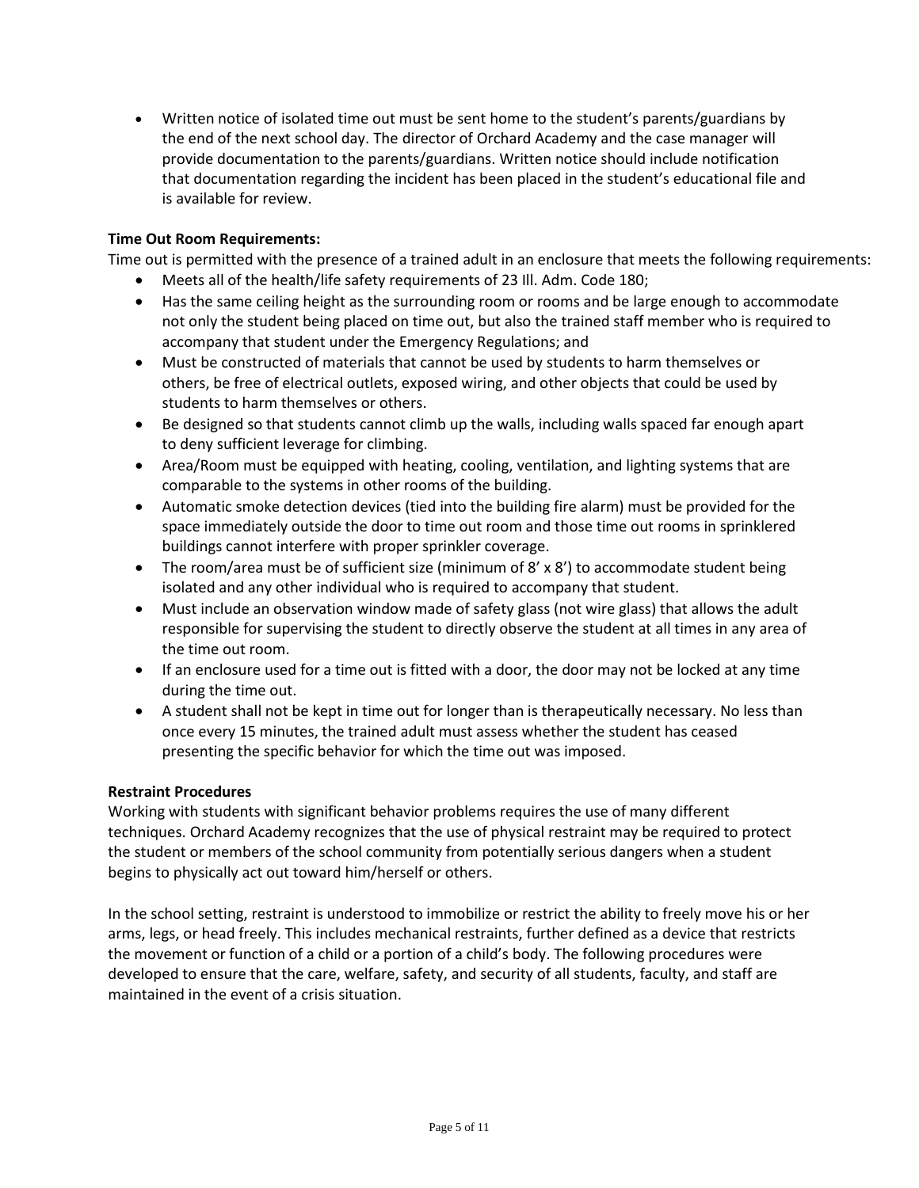- Written notice of isolated time out must be sent home to the student's parents/guardians by the end of the next school day. The director of Orchard Academy and the case manager will provide documentation to the parents/guardians. Written notice should include notification that documentation regarding the incident has been placed in the student's educational file and is available for review.

**Time Out Room Requirements:**

Time out is permitted with the presence of a trained adult in an enclosure that meets the following requirements:

- Meets all of the health/life safety requirements of 23 Ill. Adm. Code 180;
- Has the same ceiling height as the surrounding room or rooms and be large enough to accommodate not only the student being placed on time out, but also the trained staff member who is required to accompany that student under the Emergency Regulations; and
- Must be constructed of materials that cannot be used by students to harm themselves or others, be free of electrical outlets, exposed wiring, and other objects that could be used by students to harm themselves or others.
- Be designed so that students cannot climb up the walls, including walls spaced far enough apart to deny sufficient leverage for climbing.
- Area/Room must be equipped with heating, cooling, ventilation, and lighting systems that are comparable to the systems in other rooms of the building.
- Automatic smoke detection devices (tied into the building fire alarm) must be provided for the space immediately outside the door to time out room and those time out rooms in sprinklered buildings cannot interfere with proper sprinkler coverage.
- The room/area must be of sufficient size (minimum of 8' x 8') to accommodate student being isolated and any other individual who is required to accompany that student.
- Must include an observation window made of safety glass (not wire glass) that allows the adult responsible for supervising the student to directly observe the student at all times in any area of the time out room.
- If an enclosure used for a time out is fitted with a door, the door may not be locked at any time during the time out.
- A student shall not be kept in time out for longer than is therapeutically necessary. No less than once every 15 minutes, the trained adult must assess whether the student has ceased presenting the specific behavior for which the time out was imposed.

**Restraint Procedures**

Working with students with significant behavior problems requires the use of many different techniques. Orchard Academy recognizes that the use of physical restraint may be required to protect the student or members of the school community from potentially serious dangers when a student begins to physically act out toward him/herself or others.

In the school setting, restraint is understood to immobilize or restrict the ability to freely move his or her arms, legs, or head freely. This includes mechanical restraints, further defined as a device that restricts the movement or function of a child or a portion of a child's body. The following procedures were developed to ensure that the care, welfare, safety, and security of all students, faculty, and staff are maintained in the event of a crisis situation.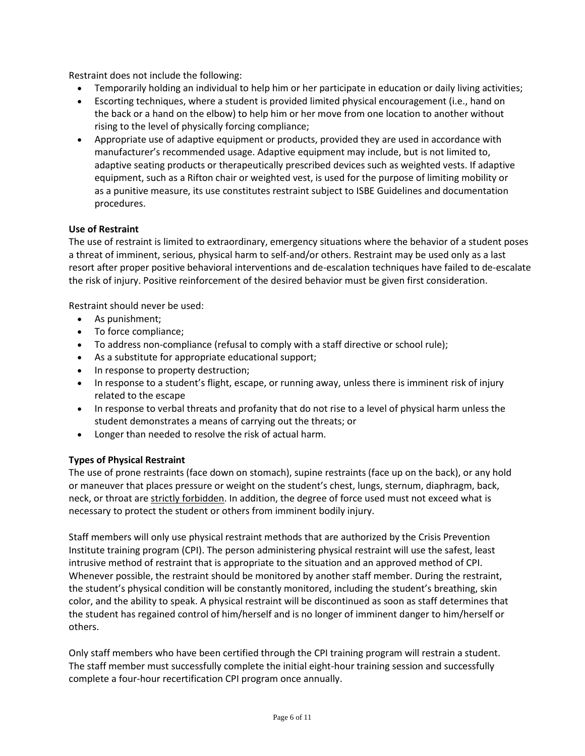Restraint does not include the following:

- Temporarily holding an individual to help him or her participate in education or daily living activities;
- Escorting techniques, where a student is provided limited physical encouragement (i.e., hand on the back or a hand on the elbow) to help him or her move from one location to another without rising to the level of physically forcing compliance;
- Appropriate use of adaptive equipment or products, provided they are used in accordance with manufacturer's recommended usage. Adaptive equipment may include, but is not limited to, adaptive seating products or therapeutically prescribed devices such as weighted vests. If adaptive equipment, such as a Rifton chair or weighted vest, is used for the purpose of limiting mobility or as a punitive measure, its use constitutes restraint subject to ISBE Guidelines and documentation procedures.

**Use of Restraint**

The use of restraint is limited to extraordinary, emergency situations where the behavior of a student poses a threat of imminent, serious, physical harm to self-and/or others. Restraint may be used only as a last resort after proper positive behavioral interventions and de-escalation techniques have failed to de-escalate the risk of injury. Positive reinforcement of the desired behavior must be given first consideration.

Restraint should never be used:

- As punishment;
- To force compliance;
- To address non-compliance (refusal to comply with a staff directive or school rule);
- As a substitute for appropriate educational support;
- In response to property destruction;
- In response to a student's flight, escape, or running away, unless there is imminent risk of injury related to the escape
- In response to verbal threats and profanity that do not rise to a level of physical harm unless the student demonstrates a means of carrying out the threats; or
- Longer than needed to resolve the risk of actual harm.

**Types of Physical Restraint**

The use of prone restraints (face down on stomach), supine restraints (face up on the back), or any hold or maneuver that places pressure or weight on the student's chest, lungs, sternum, diaphragm, back, neck, or throat are strictly forbidden. In addition, the degree of force used must not exceed what is necessary to protect the student or others from imminent bodily injury.

Staff members will only use physical restraint methods that are authorized by the Crisis Prevention Institute training program (CPI). The person administering physical restraint will use the safest, least intrusive method of restraint that is appropriate to the situation and an approved method of CPI. Whenever possible, the restraint should be monitored by another staff member. During the restraint, the student's physical condition will be constantly monitored, including the student's breathing, skin color, and the ability to speak. A physical restraint will be discontinued as soon as staff determines that the student has regained control of him/herself and is no longer of imminent danger to him/herself or others.

Only staff members who have been certified through the CPI training program will restrain a student. The staff member must successfully complete the initial eight-hour training session and successfully complete a four-hour recertification CPI program once annually.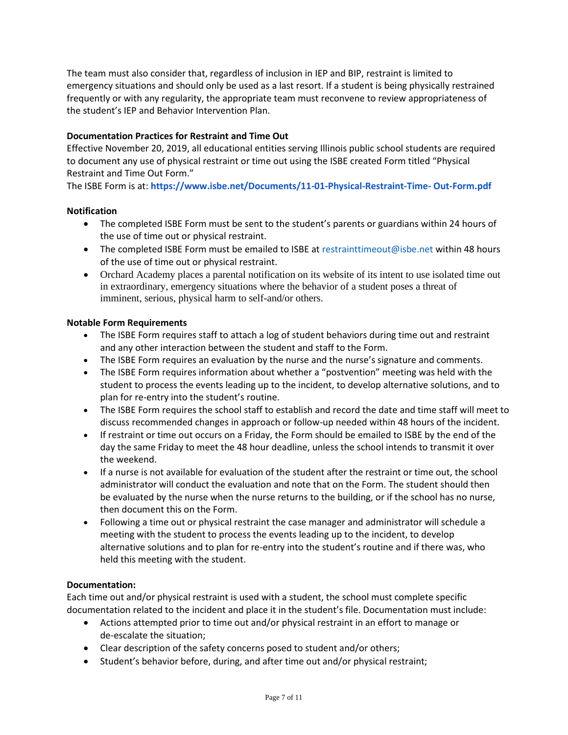The team must also consider that, regardless of inclusion in IEP and BIP, restraint is limited to emergency situations and should only be used as a last resort. If a student is being physically restrained frequently or with any regularity, the appropriate team must reconvene to review appropriateness of the student's IEP and Behavior Intervention Plan.

**Documentation Practices for Restraint and Time Out**

Effective November 20, 2019, all educational entities serving Illinois public school students are required to document any use of physical restraint or time out using the ISBE created Form titled "Physical Restraint and Time Out Form."

The ISBE Form is at: **https://www.isbe.net/Documents/11-01-Physical-Restraint-Time- Out-Form.pdf**

**Notification**

- The completed ISBE Form must be sent to the student's parents or guardians within 24 hours of the use of time out or physical restraint.
- The completed ISBE Form must be emailed to ISBE at restrainttimeout@isbe.net within 48 hours of the use of time out or physical restraint.
- Orchard Academy places a parental notification on its website of its intent to use isolated time out in extraordinary, emergency situations where the behavior of a student poses a threat of imminent, serious, physical harm to self-and/or others.

**Notable Form Requirements**

- The ISBE Form requires staff to attach a log of student behaviors during time out and restraint and any other interaction between the student and staff to the Form.
- The ISBE Form requires an evaluation by the nurse and the nurse's signature and comments.
- The ISBE Form requires information about whether a "postvention" meeting was held with the student to process the events leading up to the incident, to develop alternative solutions, and to plan for re-entry into the student's routine.
- The ISBE Form requires the school staff to establish and record the date and time staff will meet to discuss recommended changes in approach or follow-up needed within 48 hours of the incident.
- If restraint or time out occurs on a Friday, the Form should be emailed to ISBE by the end of the day the same Friday to meet the 48 hour deadline, unless the school intends to transmit it over the weekend.
- If a nurse is not available for evaluation of the student after the restraint or time out, the school administrator will conduct the evaluation and note that on the Form. The student should then be evaluated by the nurse when the nurse returns to the building, or if the school has no nurse, then document this on the Form.
- Following a time out or physical restraint the case manager and administrator will schedule a meeting with the student to process the events leading up to the incident, to develop alternative solutions and to plan for re-entry into the student's routine and if there was, who held this meeting with the student.

**Documentation:**

Each time out and/or physical restraint is used with a student, the school must complete specific documentation related to the incident and place it in the student's file. Documentation must include:

- Actions attempted prior to time out and/or physical restraint in an effort to manage or de-escalate the situation;
- Clear description of the safety concerns posed to student and/or others;
- Student's behavior before, during, and after time out and/or physical restraint;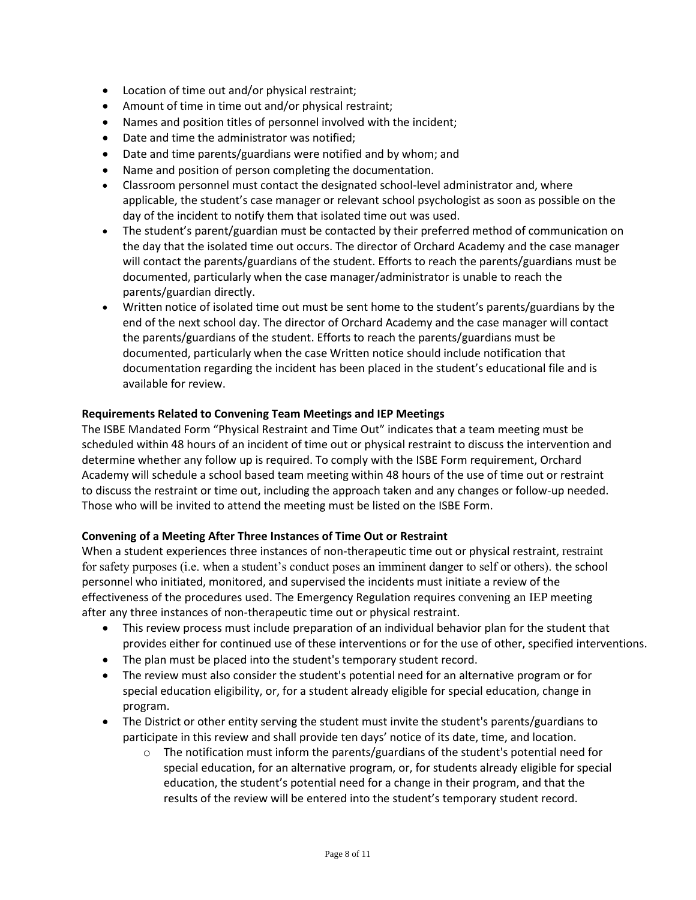- Location of time out and/or physical restraint;
- Amount of time in time out and/or physical restraint;
- Names and position titles of personnel involved with the incident;
- Date and time the administrator was notified;
- Date and time parents/guardians were notified and by whom; and
- Name and position of person completing the documentation.
- Classroom personnel must contact the designated school-level administrator and, where applicable, the student's case manager or relevant school psychologist as soon as possible on the day of the incident to notify them that isolated time out was used.
- The student's parent/guardian must be contacted by their preferred method of communication on the day that the isolated time out occurs. The director of Orchard Academy and the case manager will contact the parents/guardians of the student. Efforts to reach the parents/guardians must be documented, particularly when the case manager/administrator is unable to reach the parents/guardian directly.
- Written notice of isolated time out must be sent home to the student's parents/guardians by the end of the next school day. The director of Orchard Academy and the case manager will contact the parents/guardians of the student. Efforts to reach the parents/guardians must be documented, particularly when the case Written notice should include notification that documentation regarding the incident has been placed in the student's educational file and is available for review.

**Requirements Related to Convening Team Meetings and IEP Meetings**

The ISBE Mandated Form "Physical Restraint and Time Out" indicates that a team meeting must be scheduled within 48 hours of an incident of time out or physical restraint to discuss the intervention and determine whether any follow up is required. To comply with the ISBE Form requirement, Orchard Academy will schedule a school based team meeting within 48 hours of the use of time out or restraint to discuss the restraint or time out, including the approach taken and any changes or follow-up needed. Those who will be invited to attend the meeting must be listed on the ISBE Form.

**Convening of a Meeting After Three Instances of Time Out or Restraint**

When a student experiences three instances of non-therapeutic time out or physical restraint, restraint for safety purposes (i.e. when a student's conduct poses an imminent danger to self or others). the school personnel who initiated, monitored, and supervised the incidents must initiate a review of the effectiveness of the procedures used. The Emergency Regulation requires convening an IEP meeting after any three instances of non-therapeutic time out or physical restraint.

- This review process must include preparation of an individual behavior plan for the student that provides either for continued use of these interventions or for the use of other, specified interventions.
- The plan must be placed into the student's temporary student record.
- The review must also consider the student's potential need for an alternative program or for special education eligibility, or, for a student already eligible for special education, change in program.
- The District or other entity serving the student must invite the student's parents/guardians to participate in this review and shall provide ten days' notice of its date, time, and location.
  - The notification must inform the parents/guardians of the student's potential need for special education, for an alternative program, or, for students already eligible for special education, the student's potential need for a change in their program, and that the results of the review will be entered into the student's temporary student record.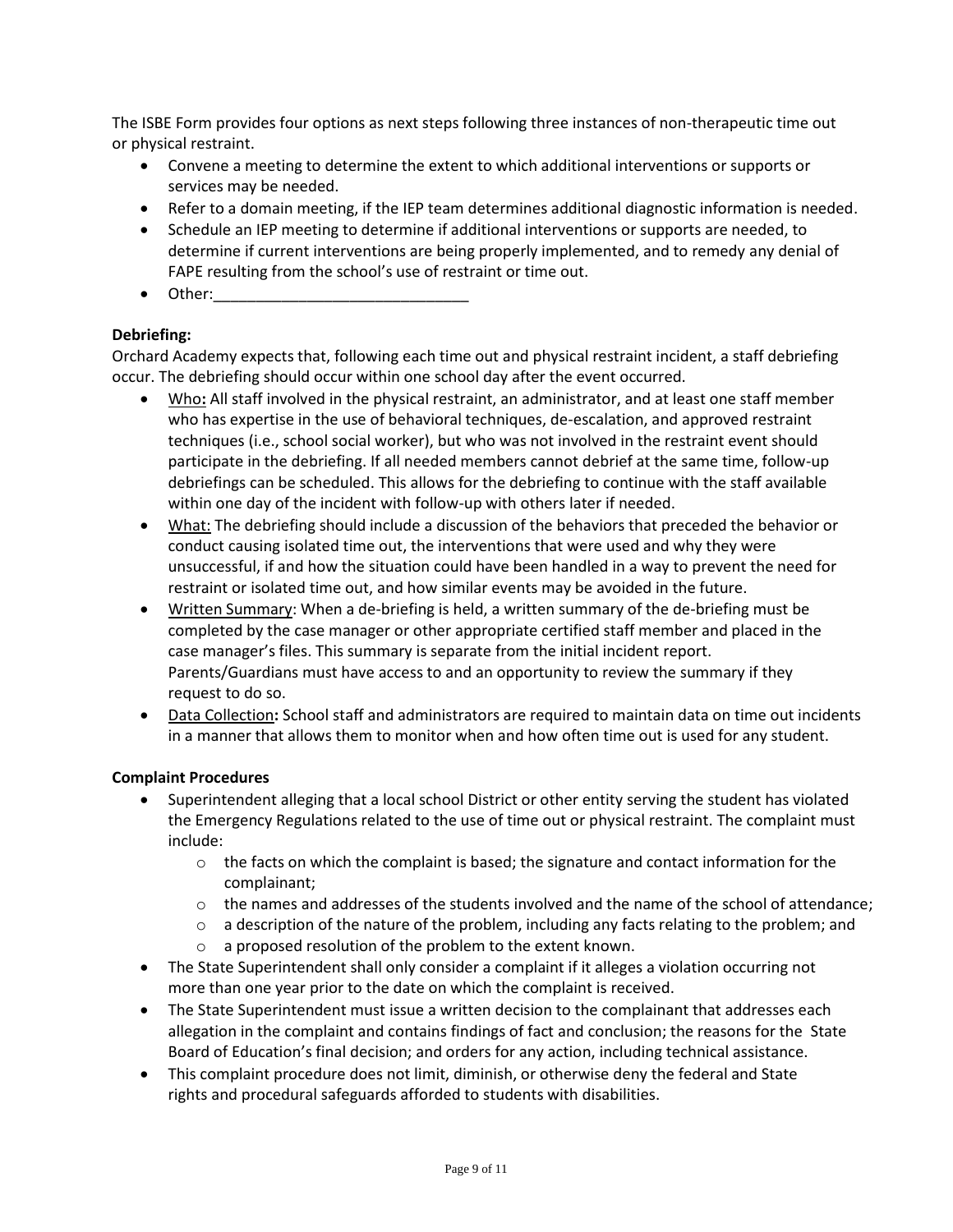The ISBE Form provides four options as next steps following three instances of non-therapeutic time out or physical restraint.

- Convene a meeting to determine the extent to which additional interventions or supports or services may be needed.
- Refer to a domain meeting, if the IEP team determines additional diagnostic information is needed.
- Schedule an IEP meeting to determine if additional interventions or supports are needed, to determine if current interventions are being properly implemented, and to remedy any denial of FAPE resulting from the school's use of restraint or time out.
- Other:______________________________

**Debriefing:**

Orchard Academy expects that, following each time out and physical restraint incident, a staff debriefing occur. The debriefing should occur within one school day after the event occurred.

- <u>Who</u>**:** All staff involved in the physical restraint, an administrator, and at least one staff member who has expertise in the use of behavioral techniques, de-escalation, and approved restraint techniques (i.e., school social worker), but who was not involved in the restraint event should participate in the debriefing. If all needed members cannot debrief at the same time, follow-up debriefings can be scheduled. This allows for the debriefing to continue with the staff available within one day of the incident with follow-up with others later if needed.
- <u>What:</u> The debriefing should include a discussion of the behaviors that preceded the behavior or conduct causing isolated time out, the interventions that were used and why they were unsuccessful, if and how the situation could have been handled in a way to prevent the need for restraint or isolated time out, and how similar events may be avoided in the future.
- <u>Written Summary</u>: When a de-briefing is held, a written summary of the de-briefing must be completed by the case manager or other appropriate certified staff member and placed in the case manager's files. This summary is separate from the initial incident report. Parents/Guardians must have access to and an opportunity to review the summary if they request to do so.
- <u>Data Collection</u>**:** School staff and administrators are required to maintain data on time out incidents in a manner that allows them to monitor when and how often time out is used for any student.

**Complaint Procedures**

- Superintendent alleging that a local school District or other entity serving the student has violated the Emergency Regulations related to the use of time out or physical restraint. The complaint must include:
  - the facts on which the complaint is based; the signature and contact information for the complainant;
  - the names and addresses of the students involved and the name of the school of attendance;
  - a description of the nature of the problem, including any facts relating to the problem; and
  - a proposed resolution of the problem to the extent known.
- The State Superintendent shall only consider a complaint if it alleges a violation occurring not more than one year prior to the date on which the complaint is received.
- The State Superintendent must issue a written decision to the complainant that addresses each allegation in the complaint and contains findings of fact and conclusion; the reasons for the State Board of Education's final decision; and orders for any action, including technical assistance.
- This complaint procedure does not limit, diminish, or otherwise deny the federal and State rights and procedural safeguards afforded to students with disabilities.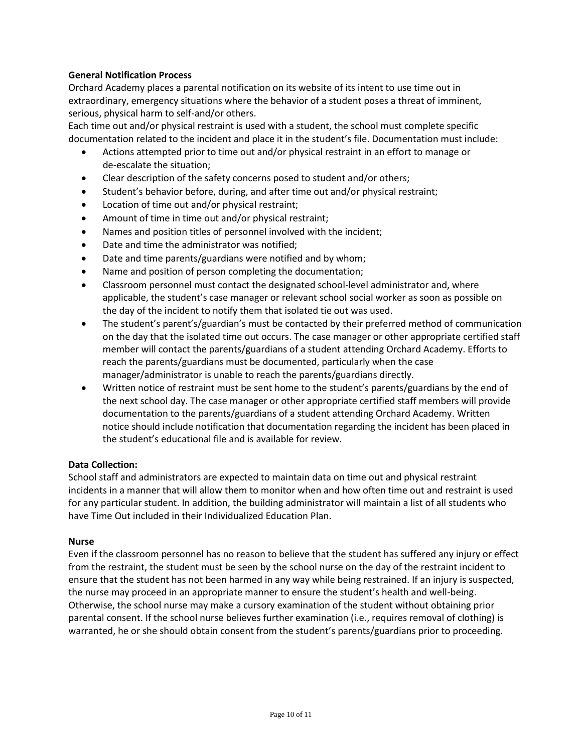**General Notification Process**

Orchard Academy places a parental notification on its website of its intent to use time out in extraordinary, emergency situations where the behavior of a student poses a threat of imminent, serious, physical harm to self-and/or others.

Each time out and/or physical restraint is used with a student, the school must complete specific documentation related to the incident and place it in the student's file. Documentation must include:

- Actions attempted prior to time out and/or physical restraint in an effort to manage or de-escalate the situation;
- Clear description of the safety concerns posed to student and/or others;
- Student's behavior before, during, and after time out and/or physical restraint;
- Location of time out and/or physical restraint;
- Amount of time in time out and/or physical restraint;
- Names and position titles of personnel involved with the incident;
- Date and time the administrator was notified;
- Date and time parents/guardians were notified and by whom;
- Name and position of person completing the documentation;
- Classroom personnel must contact the designated school-level administrator and, where applicable, the student's case manager or relevant school social worker as soon as possible on the day of the incident to notify them that isolated tie out was used.
- The student's parent's/guardian's must be contacted by their preferred method of communication on the day that the isolated time out occurs. The case manager or other appropriate certified staff member will contact the parents/guardians of a student attending Orchard Academy. Efforts to reach the parents/guardians must be documented, particularly when the case manager/administrator is unable to reach the parents/guardians directly.
- Written notice of restraint must be sent home to the student's parents/guardians by the end of the next school day. The case manager or other appropriate certified staff members will provide documentation to the parents/guardians of a student attending Orchard Academy. Written notice should include notification that documentation regarding the incident has been placed in the student's educational file and is available for review.

**Data Collection:**

School staff and administrators are expected to maintain data on time out and physical restraint incidents in a manner that will allow them to monitor when and how often time out and restraint is used for any particular student. In addition, the building administrator will maintain a list of all students who have Time Out included in their Individualized Education Plan.

**Nurse**

Even if the classroom personnel has no reason to believe that the student has suffered any injury or effect from the restraint, the student must be seen by the school nurse on the day of the restraint incident to ensure that the student has not been harmed in any way while being restrained. If an injury is suspected, the nurse may proceed in an appropriate manner to ensure the student's health and well-being. Otherwise, the school nurse may make a cursory examination of the student without obtaining prior parental consent. If the school nurse believes further examination (i.e., requires removal of clothing) is warranted, he or she should obtain consent from the student's parents/guardians prior to proceeding.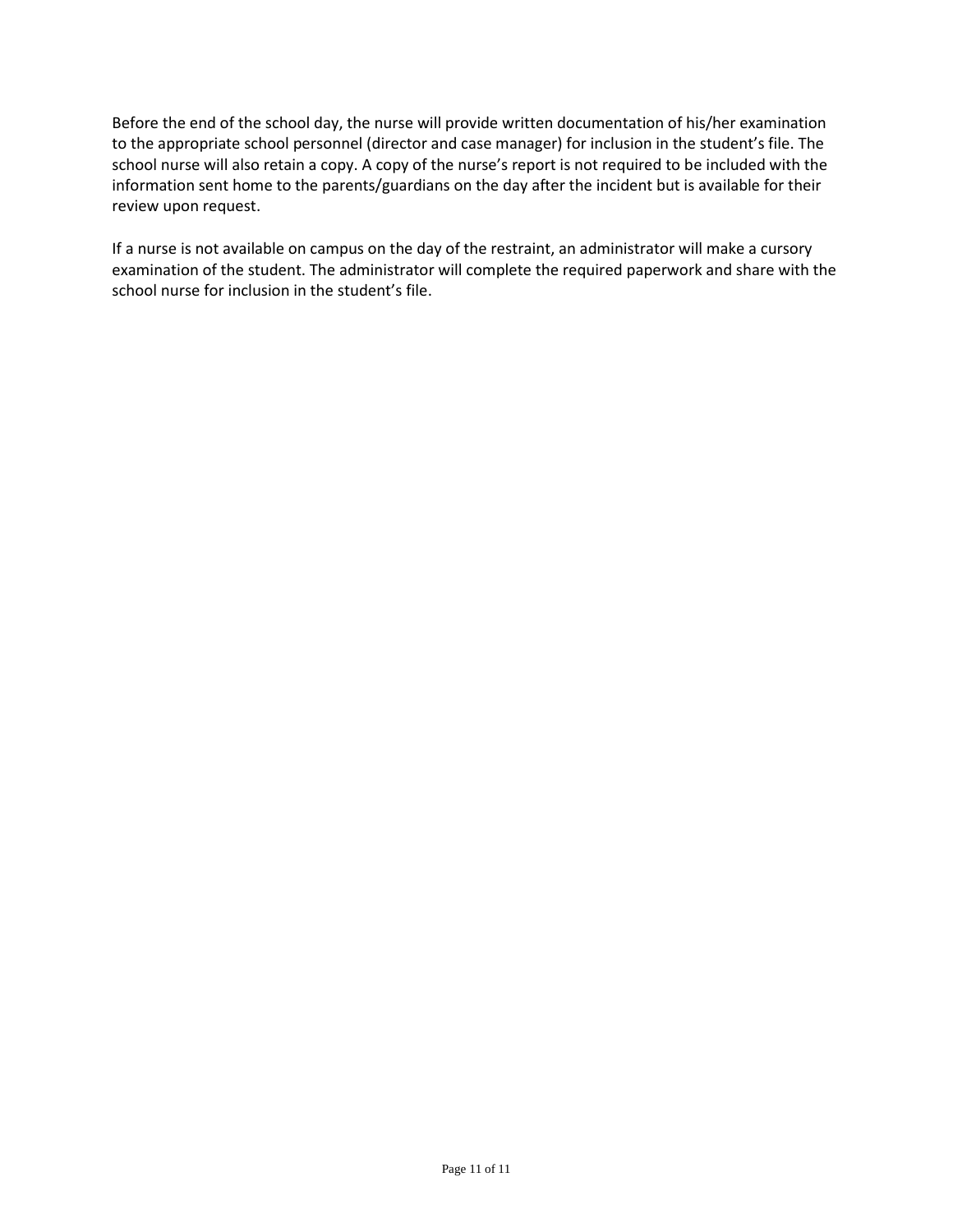Before the end of the school day, the nurse will provide written documentation of his/her examination to the appropriate school personnel (director and case manager) for inclusion in the student's file. The school nurse will also retain a copy. A copy of the nurse's report is not required to be included with the information sent home to the parents/guardians on the day after the incident but is available for their review upon request.

If a nurse is not available on campus on the day of the restraint, an administrator will make a cursory examination of the student. The administrator will complete the required paperwork and share with the school nurse for inclusion in the student's file.